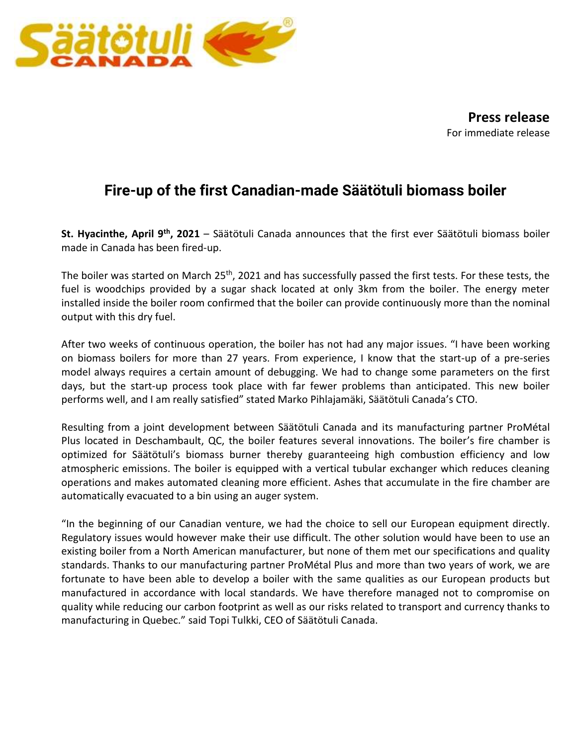**Press release**
For immediate release

# Fire-up of the first Canadian-made Säätötuli biomass boiler

**St. Hyacinthe, April 9th, 2021** – Säätötuli Canada announces that the first ever Säätötuli biomass boiler made in Canada has been fired-up.

The boiler was started on March 25th, 2021 and has successfully passed the first tests. For these tests, the fuel is woodchips provided by a sugar shack located at only 3km from the boiler. The energy meter installed inside the boiler room confirmed that the boiler can provide continuously more than the nominal output with this dry fuel.

After two weeks of continuous operation, the boiler has not had any major issues. "I have been working on biomass boilers for more than 27 years. From experience, I know that the start-up of a pre-series model always requires a certain amount of debugging. We had to change some parameters on the first days, but the start-up process took place with far fewer problems than anticipated. This new boiler performs well, and I am really satisfied" stated Marko Pihlajamäki, Säätötuli Canada's CTO.

Resulting from a joint development between Säätötuli Canada and its manufacturing partner ProMétal Plus located in Deschambault, QC, the boiler features several innovations. The boiler's fire chamber is optimized for Säätötuli's biomass burner thereby guaranteeing high combustion efficiency and low atmospheric emissions. The boiler is equipped with a vertical tubular exchanger which reduces cleaning operations and makes automated cleaning more efficient. Ashes that accumulate in the fire chamber are automatically evacuated to a bin using an auger system.

"In the beginning of our Canadian venture, we had the choice to sell our European equipment directly. Regulatory issues would however make their use difficult. The other solution would have been to use an existing boiler from a North American manufacturer, but none of them met our specifications and quality standards. Thanks to our manufacturing partner ProMétal Plus and more than two years of work, we are fortunate to have been able to develop a boiler with the same qualities as our European products but manufactured in accordance with local standards. We have therefore managed not to compromise on quality while reducing our carbon footprint as well as our risks related to transport and currency thanks to manufacturing in Quebec." said Topi Tulkki, CEO of Säätötuli Canada.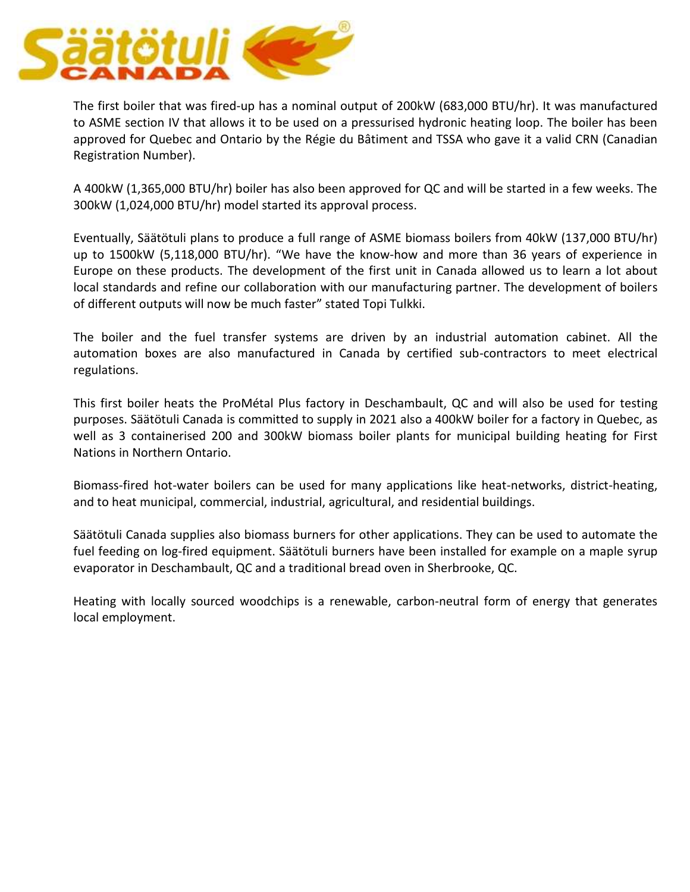The first boiler that was fired-up has a nominal output of 200kW (683,000 BTU/hr). It was manufactured to ASME section IV that allows it to be used on a pressurised hydronic heating loop. The boiler has been approved for Quebec and Ontario by the Régie du Bâtiment and TSSA who gave it a valid CRN (Canadian Registration Number).

A 400kW (1,365,000 BTU/hr) boiler has also been approved for QC and will be started in a few weeks. The 300kW (1,024,000 BTU/hr) model started its approval process.

Eventually, Säätötuli plans to produce a full range of ASME biomass boilers from 40kW (137,000 BTU/hr) up to 1500kW (5,118,000 BTU/hr). "We have the know-how and more than 36 years of experience in Europe on these products. The development of the first unit in Canada allowed us to learn a lot about local standards and refine our collaboration with our manufacturing partner. The development of boilers of different outputs will now be much faster" stated Topi Tulkki.

The boiler and the fuel transfer systems are driven by an industrial automation cabinet. All the automation boxes are also manufactured in Canada by certified sub-contractors to meet electrical regulations.

This first boiler heats the ProMétal Plus factory in Deschambault, QC and will also be used for testing purposes. Säätötuli Canada is committed to supply in 2021 also a 400kW boiler for a factory in Quebec, as well as 3 containerised 200 and 300kW biomass boiler plants for municipal building heating for First Nations in Northern Ontario.

Biomass-fired hot-water boilers can be used for many applications like heat-networks, district-heating, and to heat municipal, commercial, industrial, agricultural, and residential buildings.

Säätötuli Canada supplies also biomass burners for other applications. They can be used to automate the fuel feeding on log-fired equipment. Säätötuli burners have been installed for example on a maple syrup evaporator in Deschambault, QC and a traditional bread oven in Sherbrooke, QC.

Heating with locally sourced woodchips is a renewable, carbon-neutral form of energy that generates local employment.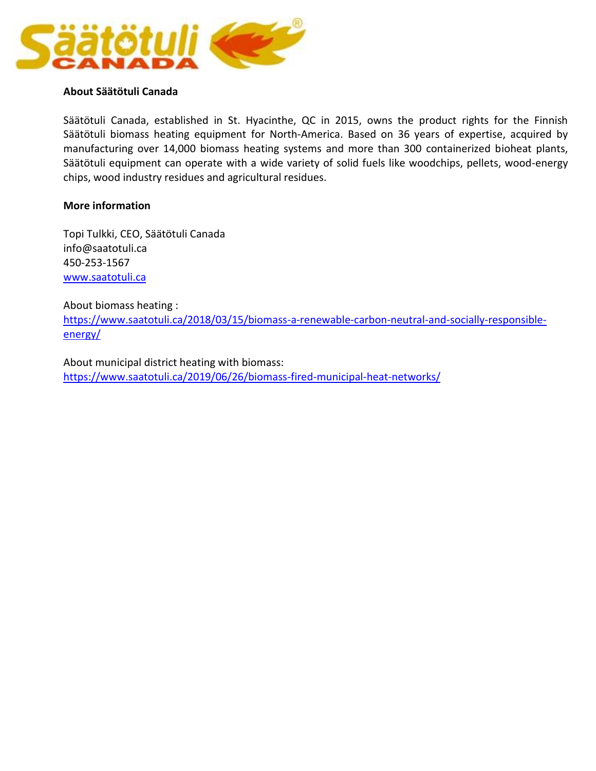**About Säätötuli Canada**

Säätötuli Canada, established in St. Hyacinthe, QC in 2015, owns the product rights for the Finnish Säätötuli biomass heating equipment for North-America. Based on 36 years of expertise, acquired by manufacturing over 14,000 biomass heating systems and more than 300 containerized bioheat plants, Säätötuli equipment can operate with a wide variety of solid fuels like woodchips, pellets, wood-energy chips, wood industry residues and agricultural residues.

**More information**

Topi Tulkki, CEO, Säätötuli Canada
info@saatotuli.ca
450-253-1567
[www.saatotuli.ca](www.saatotuli.ca)

About biomass heating :
[https://www.saatotuli.ca/2018/03/15/biomass-a-renewable-carbon-neutral-and-socially-responsible-energy/](https://www.saatotuli.ca/2018/03/15/biomass-a-renewable-carbon-neutral-and-socially-responsible-energy/)

About municipal district heating with biomass:
[https://www.saatotuli.ca/2019/06/26/biomass-fired-municipal-heat-networks/](https://www.saatotuli.ca/2019/06/26/biomass-fired-municipal-heat-networks/)